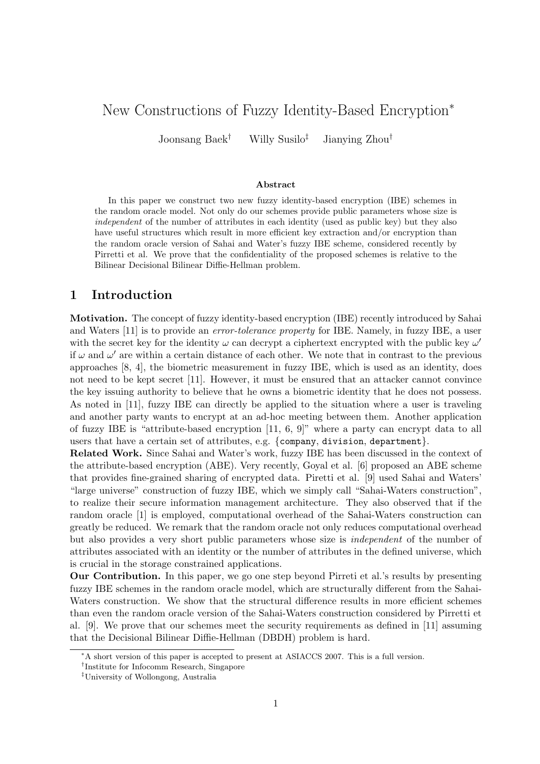# New Constructions of Fuzzy Identity-Based Encryption*

Joonsang Baek[†] Willy Susilo[‡] Jianying Zhou[†]

### Abstract

In this paper we construct two new fuzzy identity-based encryption (IBE) schemes in the random oracle model. Not only do our schemes provide public parameters whose size is *independent* of the number of attributes in each identity (used as public key) but they also have useful structures which result in more efficient key extraction and/or encryption than the random oracle version of Sahai and Water's fuzzy IBE scheme, considered recently by Pirretti et al. We prove that the confidentiality of the proposed schemes is relative to the Bilinear Decisional Bilinear Diffie-Hellman problem.

## 1 Introduction

**Motivation.** The concept of fuzzy identity-based encryption (IBE) recently introduced by Sahai and Waters [11] is to provide an *error-tolerance property* for IBE. Namely, in fuzzy IBE, a user with the secret key for the identity $\omega$ can decrypt a ciphertext encrypted with the public key $\omega'$ if $\omega$ and $\omega'$ are within a certain distance of each other. We note that in contrast to the previous approaches [8, 4], the biometric measurement in fuzzy IBE, which is used as an identity, does not need to be kept secret [11]. However, it must be ensured that an attacker cannot convince the key issuing authority to believe that he owns a biometric identity that he does not possess. As noted in [11], fuzzy IBE can directly be applied to the situation where a user is traveling and another party wants to encrypt at an ad-hoc meeting between them. Another application of fuzzy IBE is "attribute-based encryption [11, 6, 9]" where a party can encrypt data to all users that have a certain set of attributes, e.g. {`company`, `division`, `department`}.

**Related Work.** Since Sahai and Water's work, fuzzy IBE has been discussed in the context of the attribute-based encryption (ABE). Very recently, Goyal et al. [6] proposed an ABE scheme that provides fine-grained sharing of encrypted data. Piretti et al. [9] used Sahai and Waters' "large universe" construction of fuzzy IBE, which we simply call "Sahai-Waters construction", to realize their secure information management architecture. They also observed that if the random oracle [1] is employed, computational overhead of the Sahai-Waters construction can greatly be reduced. We remark that the random oracle not only reduces computational overhead but also provides a very short public parameters whose size is *independent* of the number of attributes associated with an identity or the number of attributes in the defined universe, which is crucial in the storage constrained applications.

**Our Contribution.** In this paper, we go one step beyond Pirreti et al.'s results by presenting fuzzy IBE schemes in the random oracle model, which are structurally different from the Sahai-Waters construction. We show that the structural difference results in more efficient schemes than even the random oracle version of the Sahai-Waters construction considered by Pirretti et al. [9]. We prove that our schemes meet the security requirements as defined in [11] assuming that the Decisional Bilinear Diffie-Hellman (DBDH) problem is hard.

---

*A short version of this paper is accepted to present at ASIACCS 2007. This is a full version.

[†]Institute for Infocomm Research, Singapore

[‡]University of Wollongong, Australia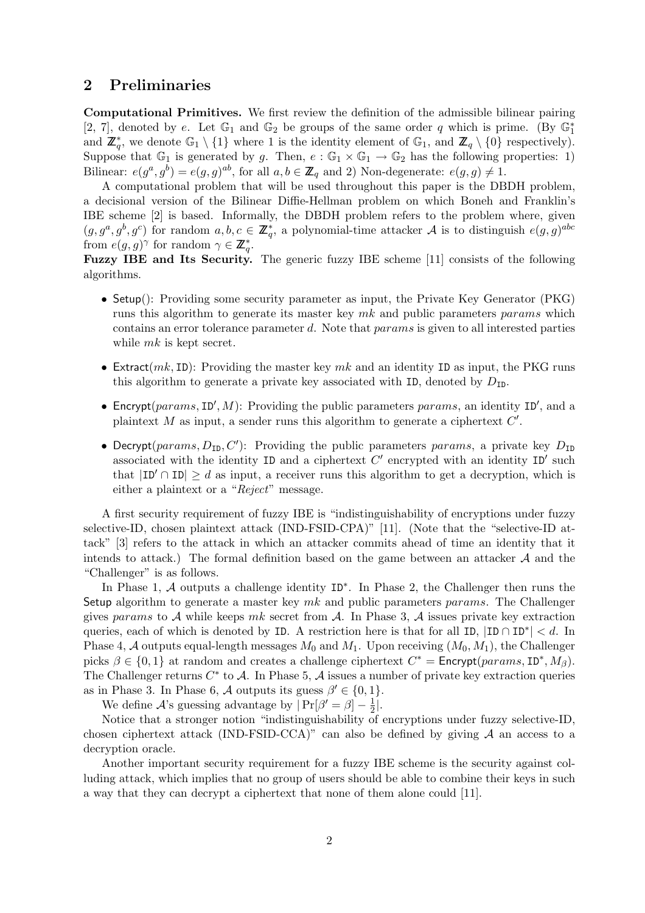## 2 Preliminaries

**Computational Primitives.** We first review the definition of the admissible bilinear pairing [2, 7], denoted by $e$. Let $\mathbb{G}_1$ and $\mathbb{G}_2$ be groups of the same order $q$ which is prime. (By $\mathbb{G}_1^*$ and $\mathbb{Z}_q^*$, we denote $\mathbb{G}_1 \setminus \{1\}$ where 1 is the identity element of $\mathbb{G}_1$, and $\mathbb{Z}_q \setminus \{0\}$ respectively). Suppose that $\mathbb{G}_1$ is generated by $g$. Then, $e : \mathbb{G}_1 \times \mathbb{G}_1 \to \mathbb{G}_2$ has the following properties: 1) Bilinear: $e(g^a, g^b) = e(g, g)^{ab}$, for all $a, b \in \mathbb{Z}_q$ and 2) Non-degenerate: $e(g, g) \neq 1$.

A computational problem that will be used throughout this paper is the DBDH problem, a decisional version of the Bilinear Diffie-Hellman problem on which Boneh and Franklin's IBE scheme [2] is based. Informally, the DBDH problem refers to the problem where, given $(g, g^a, g^b, g^c)$ for random $a, b, c \in \mathbb{Z}_q^*$, a polynomial-time attacker $\mathcal{A}$ is to distinguish $e(g, g)^{abc}$ from $e(g, g)^{\gamma}$ for random $\gamma \in \mathbb{Z}_q^*$.

**Fuzzy IBE and Its Security.** The generic fuzzy IBE scheme [11] consists of the following algorithms.

- $\mathsf{Setup}()$: Providing some security parameter as input, the Private Key Generator (PKG) runs this algorithm to generate its master key $mk$ and public parameters $params$ which contains an error tolerance parameter $d$. Note that $params$ is given to all interested parties while $mk$ is kept secret.
- $\mathsf{Extract}(mk, \mathtt{ID})$: Providing the master key $mk$ and an identity $\mathtt{ID}$ as input, the PKG runs this algorithm to generate a private key associated with $\mathtt{ID}$, denoted by $D_{\mathtt{ID}}$.
- $\mathsf{Encrypt}(params, \mathtt{ID}', M)$: Providing the public parameters $params$, an identity $\mathtt{ID}'$, and a plaintext $M$ as input, a sender runs this algorithm to generate a ciphertext $C'$.
- $\mathsf{Decrypt}(params, D_{\mathtt{ID}}, C')$: Providing the public parameters $params$, a private key $D_{\mathtt{ID}}$ associated with the identity $\mathtt{ID}$ and a ciphertext $C'$ encrypted with an identity $\mathtt{ID}'$ such that $|\mathtt{ID}' \cap \mathtt{ID}| \geq d$ as input, a receiver runs this algorithm to get a decryption, which is either a plaintext or a "*Reject*" message.

A first security requirement of fuzzy IBE is "indistinguishability of encryptions under fuzzy selective-ID, chosen plaintext attack (IND-FSID-CPA)" [11]. (Note that the "selective-ID attack" [3] refers to the attack in which an attacker commits ahead of time an identity that it intends to attack.) The formal definition based on the game between an attacker $\mathcal{A}$ and the "Challenger" is as follows.

In Phase 1, $\mathcal{A}$ outputs a challenge identity $\mathtt{ID}^*$. In Phase 2, the Challenger then runs the $\mathsf{Setup}$ algorithm to generate a master key $mk$ and public parameters $params$. The Challenger gives $params$ to $\mathcal{A}$ while keeps $mk$ secret from $\mathcal{A}$. In Phase 3, $\mathcal{A}$ issues private key extraction queries, each of which is denoted by $\mathtt{ID}$. A restriction here is that for all $\mathtt{ID}$, $|\mathtt{ID} \cap \mathtt{ID}^*| < d$. In Phase 4, $\mathcal{A}$ outputs equal-length messages $M_0$ and $M_1$. Upon receiving $(M_0, M_1)$, the Challenger picks $\beta \in \{0, 1\}$ at random and creates a challenge ciphertext $C^* = \mathsf{Encrypt}(params, \mathtt{ID}^*, M_\beta)$. The Challenger returns $C^*$ to $\mathcal{A}$. In Phase 5, $\mathcal{A}$ issues a number of private key extraction queries as in Phase 3. In Phase 6, $\mathcal{A}$ outputs its guess $\beta' \in \{0, 1\}$.

We define $\mathcal{A}$'s guessing advantage by $|\Pr[\beta' = \beta] - \frac{1}{2}|$.

Notice that a stronger notion "indistinguishability of encryptions under fuzzy selective-ID, chosen ciphertext attack (IND-FSID-CCA)" can also be defined by giving $\mathcal{A}$ an access to a decryption oracle.

Another important security requirement for a fuzzy IBE scheme is the security against colluding attack, which implies that no group of users should be able to combine their keys in such a way that they can decrypt a ciphertext that none of them alone could [11].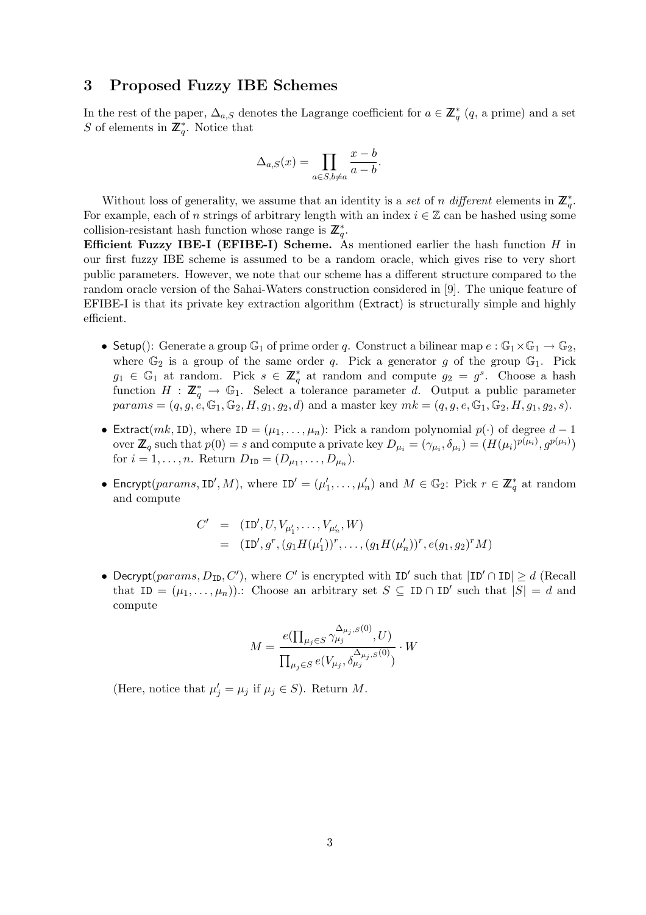## 3 Proposed Fuzzy IBE Schemes

In the rest of the paper, $\Delta_{a,S}$ denotes the Lagrange coefficient for $a \in \mathbb{Z}_q^*$ ($q$, a prime) and a set $S$ of elements in $\mathbb{Z}_q^*$. Notice that

$$\Delta_{a,S}(x) = \prod_{a \in S, b \neq a} \frac{x-b}{a-b}.$$

Without loss of generality, we assume that an identity is a *set* of $n$ *different* elements in $\mathbb{Z}_q^*$. For example, each of $n$ strings of arbitrary length with an index $i \in \mathbb{Z}$ can be hashed using some collision-resistant hash function whose range is $\mathbb{Z}_q^*$.

**Efficient Fuzzy IBE-I (EFIBE-I) Scheme.** As mentioned earlier the hash function $H$ in our first fuzzy IBE scheme is assumed to be a random oracle, which gives rise to very short public parameters. However, we note that our scheme has a different structure compared to the random oracle version of the Sahai-Waters construction considered in [9]. The unique feature of EFIBE-I is that its private key extraction algorithm (Extract) is structurally simple and highly efficient.

- Setup(): Generate a group $\mathbb{G}_1$ of prime order $q$. Construct a bilinear map $e : \mathbb{G}_1 \times \mathbb{G}_1 \rightarrow \mathbb{G}_2$, where $\mathbb{G}_2$ is a group of the same order $q$. Pick a generator $g$ of the group $\mathbb{G}_1$. Pick $g_1 \in \mathbb{G}_1$ at random. Pick $s \in \mathbb{Z}_q^*$ at random and compute $g_2 = g^s$. Choose a hash function $H : \mathbb{Z}_q^* \rightarrow \mathbb{G}_1$. Select a tolerance parameter $d$. Output a public parameter $params = (q, g, e, \mathbb{G}_1, \mathbb{G}_2, H, g_1, g_2, d)$ and a master key $mk = (q, g, e, \mathbb{G}_1, \mathbb{G}_2, H, g_1, g_2, s)$.

- Extract($mk$, ID), where $\texttt{ID} = (\mu_1, \ldots, \mu_n)$: Pick a random polynomial $p(\cdot)$ of degree $d-1$ over $\mathbb{Z}_q$ such that $p(0) = s$ and compute a private key $D_{\mu_i} = (\gamma_{\mu_i}, \delta_{\mu_i}) = (H(\mu_i)^{p(\mu_i)}, g^{p(\mu_i)})$ for $i = 1, \ldots, n$. Return $D_{\texttt{ID}} = (D_{\mu_1}, \ldots, D_{\mu_n})$.

- Encrypt($params$, ID$'$, $M$), where $\texttt{ID}' = (\mu'_1, \ldots, \mu'_n)$ and $M \in \mathbb{G}_2$: Pick $r \in \mathbb{Z}_q^*$ at random and compute

$$\begin{aligned} C' &= (\texttt{ID}', U, V_{\mu'_1}, \ldots, V_{\mu'_n}, W) \\ &= (\texttt{ID}', g^r, (g_1 H(\mu'_1))^r, \ldots, (g_1 H(\mu'_n))^r, e(g_1, g_2)^r M) \end{aligned}$$

- Decrypt($params$, $D_{\texttt{ID}}$, $C'$), where $C'$ is encrypted with ID$'$ such that $|\texttt{ID}' \cap \texttt{ID}| \geq d$ (Recall that $\texttt{ID} = (\mu_1, \ldots, \mu_n)$).: Choose an arbitrary set $S \subseteq \texttt{ID} \cap \texttt{ID}'$ such that $|S| = d$ and compute

$$M = \frac{e(\prod_{\mu_j \in S} \gamma_{\mu_j}^{\Delta_{\mu_j,S}(0)}, U)}{\prod_{\mu_j \in S} e(V_{\mu_j}, \delta_{\mu_j}^{\Delta_{\mu_j,S}(0)})} \cdot W$$

  (Here, notice that $\mu'_j = \mu_j$ if $\mu_j \in S$). Return $M$.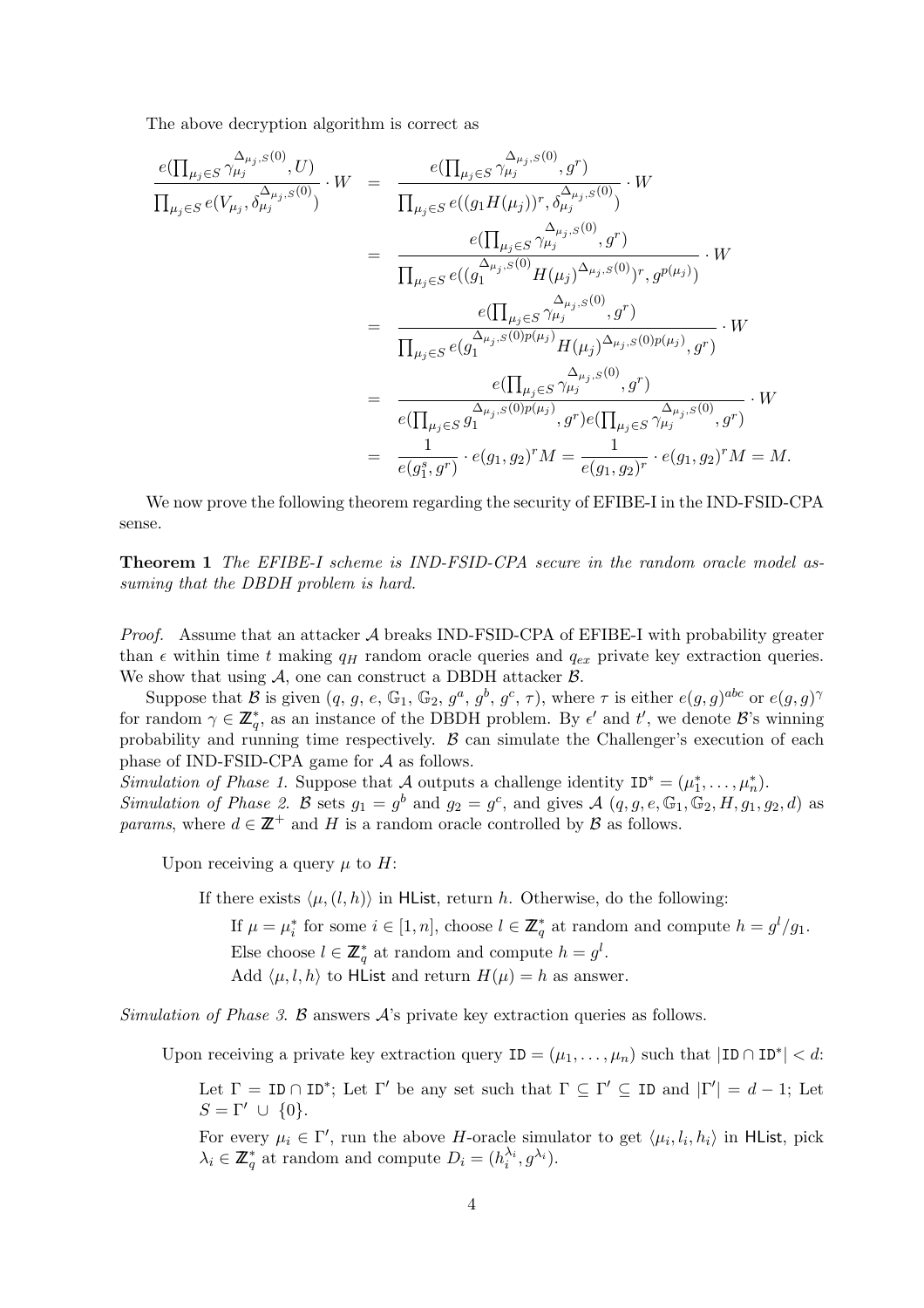The above decryption algorithm is correct as

$$
\begin{aligned}
\frac{e(\prod_{\mu_j \in S} \gamma_{\mu_j}^{\Delta_{\mu_j,S}(0)}, U)}{\prod_{\mu_j \in S} e(V_{\mu_j}, \delta_{\mu_j}^{\Delta_{\mu_j,S}(0)})} \cdot W &= \frac{e(\prod_{\mu_j \in S} \gamma_{\mu_j}^{\Delta_{\mu_j,S}(0)}, g^r)}{\prod_{\mu_j \in S} e((g_1 H(\mu_j))^r, \delta_{\mu_j}^{\Delta_{\mu_j,S}(0)})} \cdot W \\
&= \frac{e(\prod_{\mu_j \in S} \gamma_{\mu_j}^{\Delta_{\mu_j,S}(0)}, g^r)}{\prod_{\mu_j \in S} e((g_1^{\Delta_{\mu_j,S}(0)} H(\mu_j)^{\Delta_{\mu_j,S}(0)})^r, g^{p(\mu_j)})} \cdot W \\
&= \frac{e(\prod_{\mu_j \in S} \gamma_{\mu_j}^{\Delta_{\mu_j,S}(0)}, g^r)}{\prod_{\mu_j \in S} e(g_1^{\Delta_{\mu_j,S}(0)p(\mu_j)} H(\mu_j)^{\Delta_{\mu_j,S}(0)p(\mu_j)}, g^r)} \cdot W \\
&= \frac{e(\prod_{\mu_j \in S} \gamma_{\mu_j}^{\Delta_{\mu_j,S}(0)}, g^r)}{e(\prod_{\mu_j \in S} g_1^{\Delta_{\mu_j,S}(0)p(\mu_j)}, g^r) e(\prod_{\mu_j \in S} \gamma_{\mu_j}^{\Delta_{\mu_j,S}(0)}, g^r)} \cdot W \\
&= \frac{1}{e(g_1^s, g^r)} \cdot e(g_1, g_2)^r M = \frac{1}{e(g_1, g_2)^r} \cdot e(g_1, g_2)^r M = M.
\end{aligned}
$$

We now prove the following theorem regarding the security of EFIBE-I in the IND-FSID-CPA sense.

**Theorem 1** *The EFIBE-I scheme is IND-FSID-CPA secure in the random oracle model assuming that the DBDH problem is hard.*

*Proof.* Assume that an attacker $\mathcal{A}$ breaks IND-FSID-CPA of EFIBE-I with probability greater than $\epsilon$ within time $t$ making $q_H$ random oracle queries and $q_{ex}$ private key extraction queries. We show that using $\mathcal{A}$, one can construct a DBDH attacker $\mathcal{B}$.

Suppose that $\mathcal{B}$ is given $(q, g, e, \mathbb{G}_1, \mathbb{G}_2, g^a, g^b, g^c, \tau)$, where $\tau$ is either $e(g,g)^{abc}$ or $e(g,g)^{\gamma}$ for random $\gamma \in \mathbb{Z}_q^*$, as an instance of the DBDH problem. By $\epsilon'$ and $t'$, we denote $\mathcal{B}$'s winning probability and running time respectively. $\mathcal{B}$ can simulate the Challenger's execution of each phase of IND-FSID-CPA game for $\mathcal{A}$ as follows.

*Simulation of Phase 1.* Suppose that $\mathcal{A}$ outputs a challenge identity $\texttt{ID}^* = (\mu_1^*, \ldots, \mu_n^*)$.

*Simulation of Phase 2.* $\mathcal{B}$ sets $g_1 = g^b$ and $g_2 = g^c$, and gives $\mathcal{A}$ $(q, g, e, \mathbb{G}_1, \mathbb{G}_2, H, g_1, g_2, d)$ as *params*, where $d \in \mathbb{Z}^+$ and $H$ is a random oracle controlled by $\mathcal{B}$ as follows.

> Upon receiving a query $\mu$ to $H$:
>
> If there exists $\langle \mu, (l, h) \rangle$ in $\mathsf{HList}$, return $h$. Otherwise, do the following:
>
> If $\mu = \mu_i^*$ for some $i \in [1, n]$, choose $l \in \mathbb{Z}_q^*$ at random and compute $h = g^l / g_1$.
>
> Else choose $l \in \mathbb{Z}_q^*$ at random and compute $h = g^l$.
>
> Add $\langle \mu, l, h \rangle$ to $\mathsf{HList}$ and return $H(\mu) = h$ as answer.

*Simulation of Phase 3.* $\mathcal{B}$ answers $\mathcal{A}$'s private key extraction queries as follows.

> Upon receiving a private key extraction query $\texttt{ID} = (\mu_1, \ldots, \mu_n)$ such that $|\texttt{ID} \cap \texttt{ID}^*| < d$:
>
> Let $\Gamma = \texttt{ID} \cap \texttt{ID}^*$; Let $\Gamma'$ be any set such that $\Gamma \subseteq \Gamma' \subseteq \texttt{ID}$ and $|\Gamma'| = d - 1$; Let $S = \Gamma' \cup \{0\}$.
>
> For every $\mu_i \in \Gamma'$, run the above $H$-oracle simulator to get $\langle \mu_i, l_i, h_i \rangle$ in $\mathsf{HList}$, pick $\lambda_i \in \mathbb{Z}_q^*$ at random and compute $D_i = (h_i^{\lambda_i}, g^{\lambda_i})$.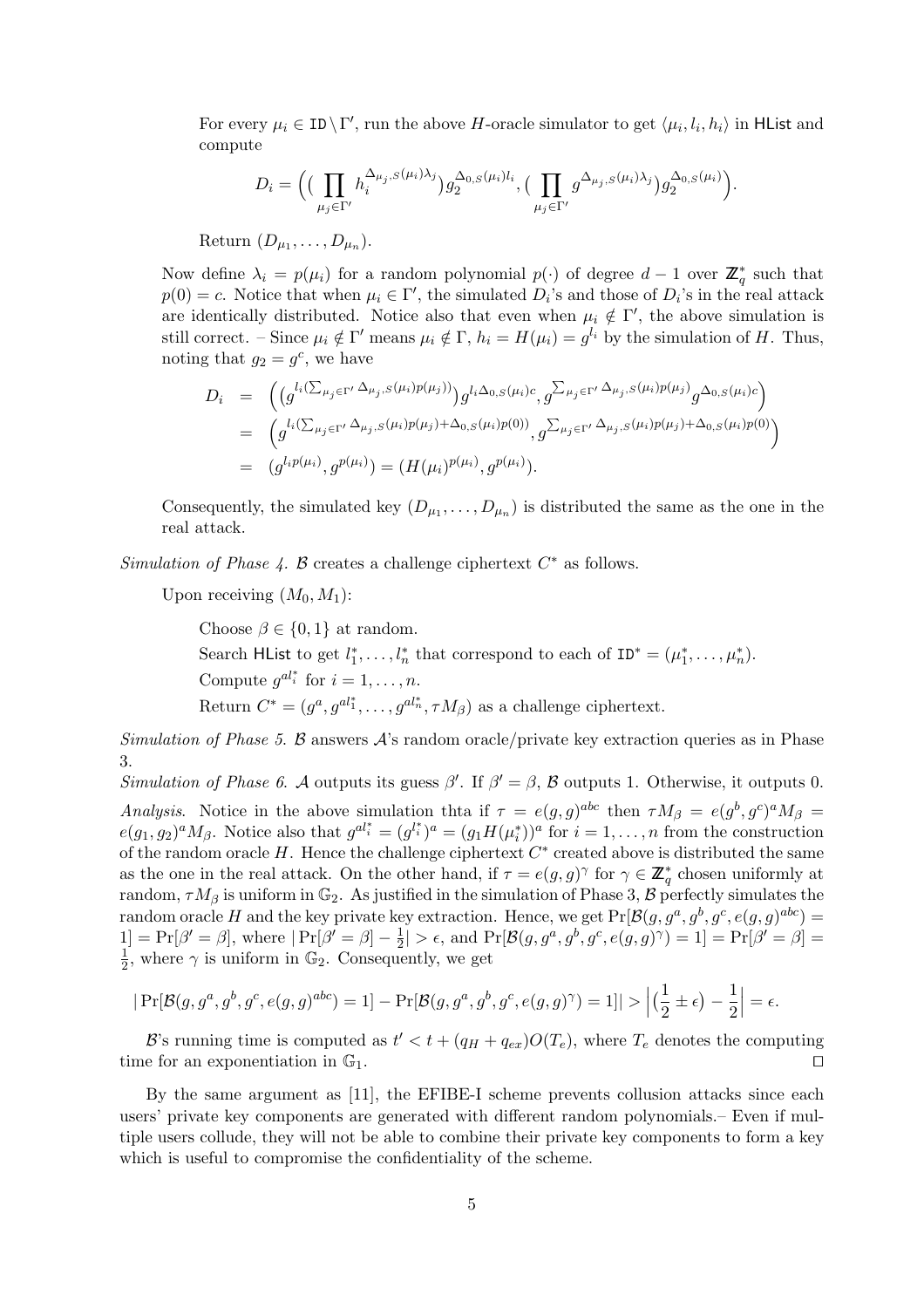For every $\mu_i \in \texttt{ID} \setminus \Gamma'$, run the above $H$-oracle simulator to get $\langle \mu_i, l_i, h_i \rangle$ in $\mathsf{HList}$ and compute

$$D_i = \Big( \big( \prod_{\mu_j \in \Gamma'} h_i^{\Delta_{\mu_j, S}(\mu_i)\lambda_j} \big) g_2^{\Delta_{0,S}(\mu_i) l_i}, \big( \prod_{\mu_j \in \Gamma'} g^{\Delta_{\mu_j, S}(\mu_i)\lambda_j} \big) g_2^{\Delta_{0,S}(\mu_i)} \Big).$$

Return $(D_{\mu_1}, \ldots, D_{\mu_n})$.

Now define $\lambda_i = p(\mu_i)$ for a random polynomial $p(\cdot)$ of degree $d-1$ over $\mathbb{Z}_q^*$ such that $p(0) = c$. Notice that when $\mu_i \in \Gamma'$, the simulated $D_i$'s and those of $D_i$'s in the real attack are identically distributed. Notice also that even when $\mu_i \notin \Gamma'$, the above simulation is still correct. – Since $\mu_i \notin \Gamma'$ means $\mu_i \notin \Gamma$, $h_i = H(\mu_i) = g^{l_i}$ by the simulation of $H$. Thus, noting that $g_2 = g^c$, we have

$$
\begin{aligned}
D_i &= \Big( \big( g^{l_i (\sum_{\mu_j \in \Gamma'} \Delta_{\mu_j, S}(\mu_i) p(\mu_j))} \big) g^{l_i \Delta_{0,S}(\mu_i) c}, g^{\sum_{\mu_j \in \Gamma'} \Delta_{\mu_j, S}(\mu_i) p(\mu_j)} g^{\Delta_{0,S}(\mu_i) c} \Big) \\
&= \Big( g^{l_i (\sum_{\mu_j \in \Gamma'} \Delta_{\mu_j, S}(\mu_i) p(\mu_j) + \Delta_{0,S}(\mu_i) p(0))}, g^{\sum_{\mu_j \in \Gamma'} \Delta_{\mu_j, S}(\mu_i) p(\mu_j) + \Delta_{0,S}(\mu_i) p(0)} \Big) \\
&= (g^{l_i p(\mu_i)}, g^{p(\mu_i)}) = (H(\mu_i)^{p(\mu_i)}, g^{p(\mu_i)}).
\end{aligned}
$$

Consequently, the simulated key $(D_{\mu_1}, \ldots, D_{\mu_n})$ is distributed the same as the one in the real attack.

*Simulation of Phase 4.* $\mathcal{B}$ creates a challenge ciphertext $C^*$ as follows.

Upon receiving $(M_0, M_1)$:

Choose $\beta \in \{0, 1\}$ at random.

Search $\mathsf{HList}$ to get $l_1^*, \ldots, l_n^*$ that correspond to each of $\texttt{ID}^* = (\mu_1^*, \ldots, \mu_n^*)$.

Compute $g^{a l_i^*}$ for $i = 1, \ldots, n$.

Return $C^* = (g^a, g^{a l_1^*}, \ldots, g^{a l_n^*}, \tau M_\beta)$ as a challenge ciphertext.

*Simulation of Phase 5.* $\mathcal{B}$ answers $\mathcal{A}$'s random oracle/private key extraction queries as in Phase 3.

*Simulation of Phase 6.* $\mathcal{A}$ outputs its guess $\beta'$. If $\beta' = \beta$, $\mathcal{B}$ outputs 1. Otherwise, it outputs 0.

*Analysis.* Notice in the above simulation thta if $\tau = e(g,g)^{abc}$ then $\tau M_\beta = e(g^b, g^c)^a M_\beta = e(g_1, g_2)^a M_\beta$. Notice also that $g^{a l_i^*} = (g^{l_i^*})^a = (g_1 H(\mu_i^*))^a$ for $i = 1, \ldots, n$ from the construction of the random oracle $H$. Hence the challenge ciphertext $C^*$ created above is distributed the same as the one in the real attack. On the other hand, if $\tau = e(g,g)^\gamma$ for $\gamma \in \mathbb{Z}_q^*$ chosen uniformly at random, $\tau M_\beta$ is uniform in $\mathbb{G}_2$. As justified in the simulation of Phase 3, $\mathcal{B}$ perfectly simulates the random oracle $H$ and the key private key extraction. Hence, we get $\Pr[\mathcal{B}(g, g^a, g^b, g^c, e(g,g)^{abc}) = 1] = \Pr[\beta' = \beta]$, where $|\Pr[\beta' = \beta] - \frac{1}{2}| > \epsilon$, and $\Pr[\mathcal{B}(g, g^a, g^b, g^c, e(g,g)^\gamma) = 1] = \Pr[\beta' = \beta] = \frac{1}{2}$, where $\gamma$ is uniform in $\mathbb{G}_2$. Consequently, we get

$$|\Pr[\mathcal{B}(g, g^a, g^b, g^c, e(g,g)^{abc}) = 1] - \Pr[\mathcal{B}(g, g^a, g^b, g^c, e(g,g)^\gamma) = 1]| > \Big| \big( \frac{1}{2} \pm \epsilon \big) - \frac{1}{2} \Big| = \epsilon.$$

$\mathcal{B}$'s running time is computed as $t' < t + (q_H + q_{ex}) O(T_e)$, where $T_e$ denotes the computing time for an exponentiation in $\mathbb{G}_1$. $\square$

By the same argument as [11], the EFIBE-I scheme prevents collusion attacks since each users' private key components are generated with different random polynomials.– Even if multiple users collude, they will not be able to combine their private key components to form a key which is useful to compromise the confidentiality of the scheme.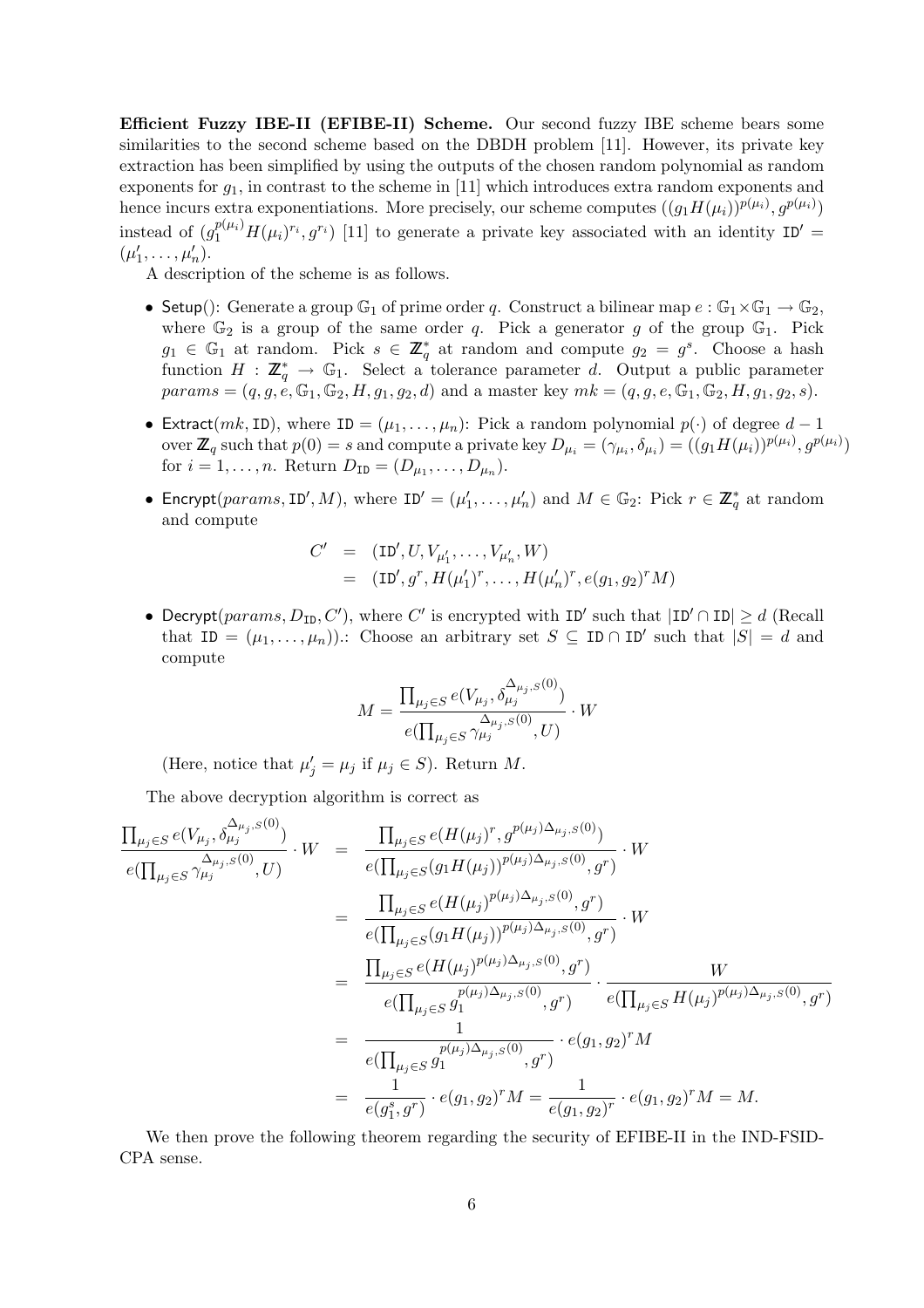**Efficient Fuzzy IBE-II (EFIBE-II) Scheme.** Our second fuzzy IBE scheme bears some similarities to the second scheme based on the DBDH problem [11]. However, its private key extraction has been simplified by using the outputs of the chosen random polynomial as random exponents for $g_1$, in contrast to the scheme in [11] which introduces extra random exponents and hence incurs extra exponentiations. More precisely, our scheme computes $((g_1 H(\mu_i))^{p(\mu_i)}, g^{p(\mu_i)})$ instead of $(g_1^{p(\mu_i)} H(\mu_i)^{r_i}, g^{r_i})$ [11] to generate a private key associated with an identity $\mathtt{ID}' = (\mu'_1, \ldots, \mu'_n)$.

A description of the scheme is as follows.

- $\mathsf{Setup}()$: Generate a group $\mathbb{G}_1$ of prime order $q$. Construct a bilinear map $e : \mathbb{G}_1 \times \mathbb{G}_1 \rightarrow \mathbb{G}_2$, where $\mathbb{G}_2$ is a group of the same order $q$. Pick a generator $g$ of the group $\mathbb{G}_1$. Pick $g_1 \in \mathbb{G}_1$ at random. Pick $s \in \mathbb{Z}_q^*$ at random and compute $g_2 = g^s$. Choose a hash function $H : \mathbb{Z}_q^* \rightarrow \mathbb{G}_1$. Select a tolerance parameter $d$. Output a public parameter $params = (q, g, e, \mathbb{G}_1, \mathbb{G}_2, H, g_1, g_2, d)$ and a master key $mk = (q, g, e, \mathbb{G}_1, \mathbb{G}_2, H, g_1, g_2, s)$.
- $\mathsf{Extract}(mk, \mathtt{ID})$, where $\mathtt{ID} = (\mu_1, \ldots, \mu_n)$: Pick a random polynomial $p(\cdot)$ of degree $d-1$ over $\mathbb{Z}_q$ such that $p(0) = s$ and compute a private key $D_{\mu_i} = (\gamma_{\mu_i}, \delta_{\mu_i}) = ((g_1 H(\mu_i))^{p(\mu_i)}, g^{p(\mu_i)})$ for $i = 1, \ldots, n$. Return $D_{\mathtt{ID}} = (D_{\mu_1}, \ldots, D_{\mu_n})$.
- $\mathsf{Encrypt}(params, \mathtt{ID}', M)$, where $\mathtt{ID}' = (\mu'_1, \ldots, \mu'_n)$ and $M \in \mathbb{G}_2$: Pick $r \in \mathbb{Z}_q^*$ at random and compute

$$
\begin{aligned}
C' &= (\mathtt{ID}', U, V_{\mu'_1}, \ldots, V_{\mu'_n}, W) \\
&= (\mathtt{ID}', g^r, H(\mu'_1)^r, \ldots, H(\mu'_n)^r, e(g_1, g_2)^r M)
\end{aligned}
$$

- $\mathsf{Decrypt}(params, D_{\mathtt{ID}}, C')$, where $C'$ is encrypted with $\mathtt{ID}'$ such that $|\mathtt{ID}' \cap \mathtt{ID}| \geq d$ (Recall that $\mathtt{ID} = (\mu_1, \ldots, \mu_n)$).: Choose an arbitrary set $S \subseteq \mathtt{ID} \cap \mathtt{ID}'$ such that $|S| = d$ and compute

$$
M = \frac{\prod_{\mu_j \in S} e(V_{\mu_j}, \delta_{\mu_j}^{\Delta_{\mu_j,S}(0)})}{e(\prod_{\mu_j \in S} \gamma_{\mu_j}^{\Delta_{\mu_j,S}(0)}, U)} \cdot W
$$

(Here, notice that $\mu'_j = \mu_j$ if $\mu_j \in S$). Return $M$.

The above decryption algorithm is correct as

$$
\begin{aligned}
\frac{\prod_{\mu_j \in S} e(V_{\mu_j}, \delta_{\mu_j}^{\Delta_{\mu_j,S}(0)})}{e(\prod_{\mu_j \in S} \gamma_{\mu_j}^{\Delta_{\mu_j,S}(0)}, U)} \cdot W
&= \frac{\prod_{\mu_j \in S} e(H(\mu_j)^r, g^{p(\mu_j)\Delta_{\mu_j,S}(0)})}{e(\prod_{\mu_j \in S} (g_1 H(\mu_j))^{p(\mu_j)\Delta_{\mu_j,S}(0)}, g^r)} \cdot W \\
&= \frac{\prod_{\mu_j \in S} e(H(\mu_j)^{p(\mu_j)\Delta_{\mu_j,S}(0)}, g^r)}{e(\prod_{\mu_j \in S} (g_1 H(\mu_j))^{p(\mu_j)\Delta_{\mu_j,S}(0)}, g^r)} \cdot W \\
&= \frac{\prod_{\mu_j \in S} e(H(\mu_j)^{p(\mu_j)\Delta_{\mu_j,S}(0)}, g^r)}{e(\prod_{\mu_j \in S} g_1^{p(\mu_j)\Delta_{\mu_j,S}(0)}, g^r)} \cdot \frac{W}{e(\prod_{\mu_j \in S} H(\mu_j)^{p(\mu_j)\Delta_{\mu_j,S}(0)}, g^r)} \\
&= \frac{1}{e(\prod_{\mu_j \in S} g_1^{p(\mu_j)\Delta_{\mu_j,S}(0)}, g^r)} \cdot e(g_1, g_2)^r M \\
&= \frac{1}{e(g_1^s, g^r)} \cdot e(g_1, g_2)^r M = \frac{1}{e(g_1, g_2)^r} \cdot e(g_1, g_2)^r M = M.
\end{aligned}
$$

We then prove the following theorem regarding the security of EFIBE-II in the IND-FSID-CPA sense.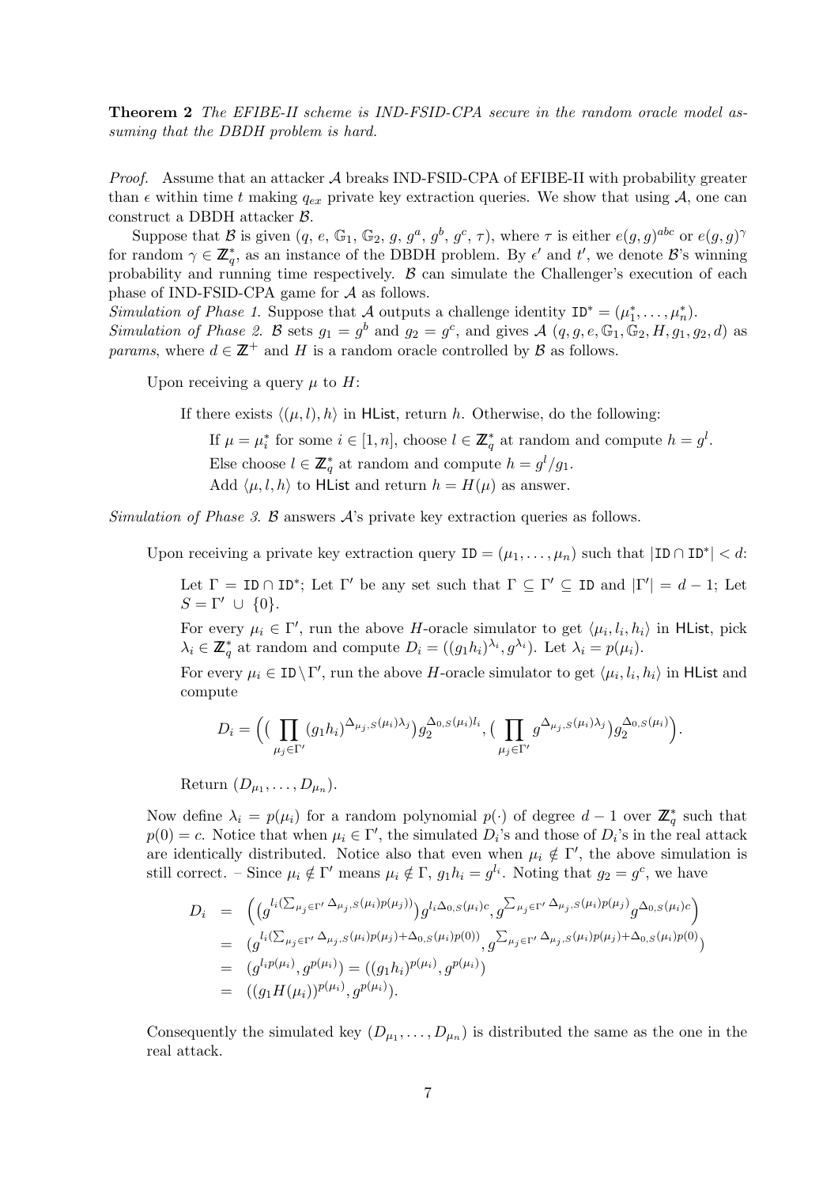**Theorem 2** *The EFIBE-II scheme is IND-FSID-CPA secure in the random oracle model assuming that the DBDH problem is hard.*

*Proof.* Assume that an attacker $\mathcal{A}$ breaks IND-FSID-CPA of EFIBE-II with probability greater than $\epsilon$ within time $t$ making $q_{ex}$ private key extraction queries. We show that using $\mathcal{A}$, one can construct a DBDH attacker $\mathcal{B}$.

Suppose that $\mathcal{B}$ is given $(q, e, \mathbb{G}_1, \mathbb{G}_2, g, g^a, g^b, g^c, \tau)$, where $\tau$ is either $e(g,g)^{abc}$ or $e(g,g)^{\gamma}$ for random $\gamma \in \mathbb{Z}_q^*$, as an instance of the DBDH problem. By $\epsilon'$ and $t'$, we denote $\mathcal{B}$'s winning probability and running time respectively. $\mathcal{B}$ can simulate the Challenger's execution of each phase of IND-FSID-CPA game for $\mathcal{A}$ as follows.

*Simulation of Phase 1.* Suppose that $\mathcal{A}$ outputs a challenge identity $\texttt{ID}^* = (\mu_1^*, \ldots, \mu_n^*)$.

*Simulation of Phase 2.* $\mathcal{B}$ sets $g_1 = g^b$ and $g_2 = g^c$, and gives $\mathcal{A}$ $(q, g, e, \mathbb{G}_1, \mathbb{G}_2, H, g_1, g_2, d)$ as *params*, where $d \in \mathbb{Z}^+$ and $H$ is a random oracle controlled by $\mathcal{B}$ as follows.

> Upon receiving a query $\mu$ to $H$:
>
> > If there exists $\langle(\mu, l), h\rangle$ in $\mathsf{HList}$, return $h$. Otherwise, do the following:
> >
> > > If $\mu = \mu_i^*$ for some $i \in [1, n]$, choose $l \in \mathbb{Z}_q^*$ at random and compute $h = g^l$.
> > > Else choose $l \in \mathbb{Z}_q^*$ at random and compute $h = g^l/g_1$.
> > > Add $\langle \mu, l, h\rangle$ to $\mathsf{HList}$ and return $h = H(\mu)$ as answer.

*Simulation of Phase 3.* $\mathcal{B}$ answers $\mathcal{A}$'s private key extraction queries as follows.

> Upon receiving a private key extraction query $\texttt{ID} = (\mu_1, \ldots, \mu_n)$ such that $|\texttt{ID} \cap \texttt{ID}^*| < d$:
>
> > Let $\Gamma = \texttt{ID} \cap \texttt{ID}^*$; Let $\Gamma'$ be any set such that $\Gamma \subseteq \Gamma' \subseteq \texttt{ID}$ and $|\Gamma'| = d - 1$; Let $S = \Gamma' \cup \{0\}$.
> >
> > For every $\mu_i \in \Gamma'$, run the above $H$-oracle simulator to get $\langle \mu_i, l_i, h_i\rangle$ in $\mathsf{HList}$, pick $\lambda_i \in \mathbb{Z}_q^*$ at random and compute $D_i = ((g_1 h_i)^{\lambda_i}, g^{\lambda_i})$. Let $\lambda_i = p(\mu_i)$.
> >
> > For every $\mu_i \in \texttt{ID} \setminus \Gamma'$, run the above $H$-oracle simulator to get $\langle \mu_i, l_i, h_i\rangle$ in $\mathsf{HList}$ and compute
> >
> > $$D_i = \Big(\big(\prod_{\mu_j \in \Gamma'} (g_1 h_i)^{\Delta_{\mu_j,S}(\mu_i)\lambda_j}\big) g_2^{\Delta_{0,S}(\mu_i) l_i}, \big(\prod_{\mu_j \in \Gamma'} g^{\Delta_{\mu_j,S}(\mu_i)\lambda_j}\big) g_2^{\Delta_{0,S}(\mu_i)}\Big).$$
> >
> > Return $(D_{\mu_1}, \ldots, D_{\mu_n})$.

Now define $\lambda_i = p(\mu_i)$ for a random polynomial $p(\cdot)$ of degree $d-1$ over $\mathbb{Z}_q^*$ such that $p(0) = c$. Notice that when $\mu_i \in \Gamma'$, the simulated $D_i$'s and those of $D_i$'s in the real attack are identically distributed. Notice also that even when $\mu_i \notin \Gamma'$, the above simulation is still correct. – Since $\mu_i \notin \Gamma'$ means $\mu_i \notin \Gamma$, $g_1 h_i = g^{l_i}$. Noting that $g_2 = g^c$, we have

$$\begin{aligned}
D_i &= \Big(\big(g^{l_i(\sum_{\mu_j \in \Gamma'} \Delta_{\mu_j,S}(\mu_i) p(\mu_j))}\big) g^{l_i \Delta_{0,S}(\mu_i) c}, g^{\sum_{\mu_j \in \Gamma'} \Delta_{\mu_j,S}(\mu_i) p(\mu_j)} g^{\Delta_{0,S}(\mu_i) c}\Big) \\
&= \big(g^{l_i(\sum_{\mu_j \in \Gamma'} \Delta_{\mu_j,S}(\mu_i) p(\mu_j) + \Delta_{0,S}(\mu_i) p(0))}, g^{\sum_{\mu_j \in \Gamma'} \Delta_{\mu_j,S}(\mu_i) p(\mu_j) + \Delta_{0,S}(\mu_i) p(0)}\big) \\
&= (g^{l_i p(\mu_i)}, g^{p(\mu_i)}) = ((g_1 h_i)^{p(\mu_i)}, g^{p(\mu_i)}) \\
&= ((g_1 H(\mu_i))^{p(\mu_i)}, g^{p(\mu_i)}).
\end{aligned}$$

Consequently the simulated key $(D_{\mu_1}, \ldots, D_{\mu_n})$ is distributed the same as the one in the real attack.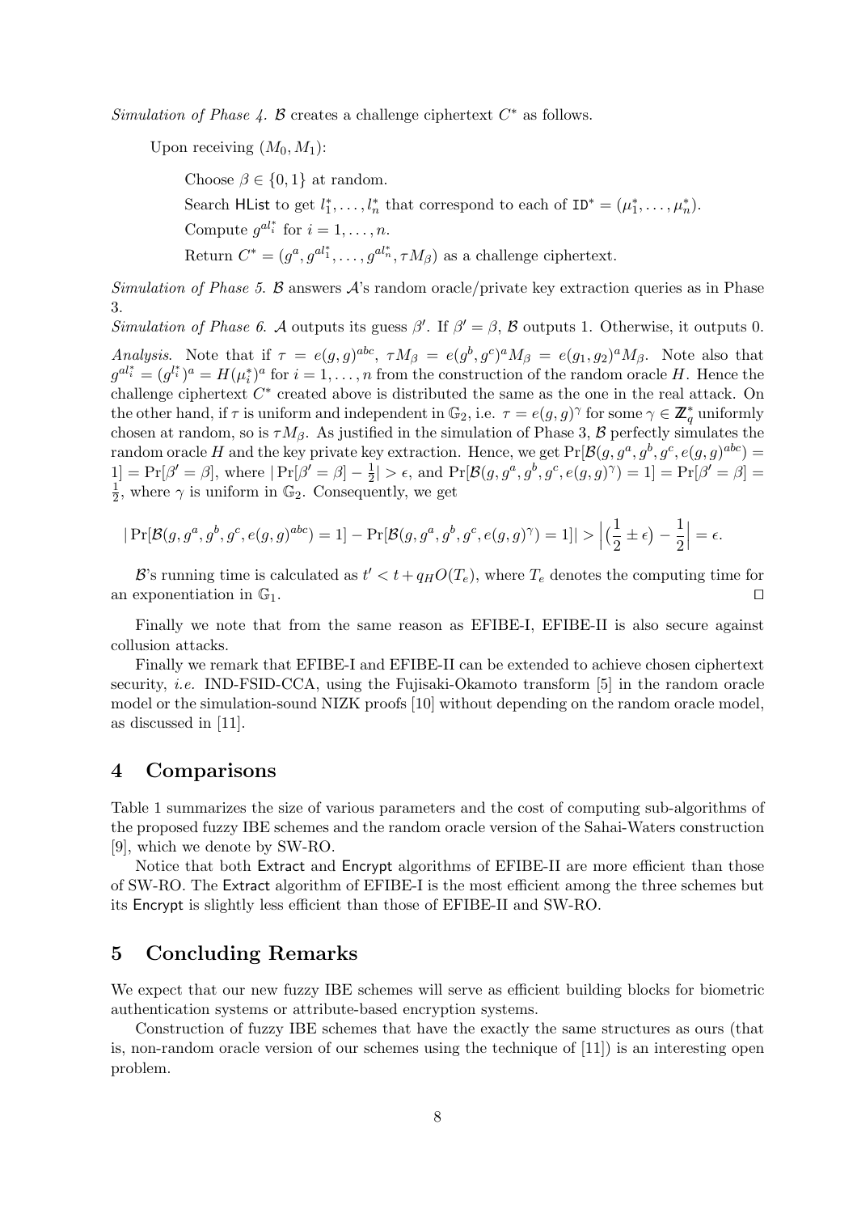*Simulation of Phase 4.* $\mathcal{B}$ creates a challenge ciphertext $C^*$ as follows.

Upon receiving $(M_0, M_1)$:

Choose $\beta \in \{0, 1\}$ at random.

Search HList to get $l_1^*, \ldots, l_n^*$ that correspond to each of $\mathtt{ID}^* = (\mu_1^*, \ldots, \mu_n^*)$.

Compute $g^{al_i^*}$ for $i = 1, \ldots, n$.

Return $C^* = (g^a, g^{al_1^*}, \ldots, g^{al_n^*}, \tau M_\beta)$ as a challenge ciphertext.

*Simulation of Phase 5.* $\mathcal{B}$ answers $\mathcal{A}$'s random oracle/private key extraction queries as in Phase 3.

*Simulation of Phase 6.* $\mathcal{A}$ outputs its guess $\beta'$. If $\beta' = \beta$, $\mathcal{B}$ outputs 1. Otherwise, it outputs 0.

*Analysis.* Note that if $\tau = e(g,g)^{abc}$, $\tau M_\beta = e(g^b, g^c)^a M_\beta = e(g_1, g_2)^a M_\beta$. Note also that $g^{al_i^*} = (g^{l_i^*})^a = H(\mu_i^*)^a$ for $i = 1, \ldots, n$ from the construction of the random oracle $H$. Hence the challenge ciphertext $C^*$ created above is distributed the same as the one in the real attack. On the other hand, if $\tau$ is uniform and independent in $\mathbb{G}_2$, i.e. $\tau = e(g,g)^\gamma$ for some $\gamma \in \mathbb{Z}_q^*$ uniformly chosen at random, so is $\tau M_\beta$. As justified in the simulation of Phase 3, $\mathcal{B}$ perfectly simulates the random oracle $H$ and the key private key extraction. Hence, we get $\Pr[\mathcal{B}(g, g^a, g^b, g^c, e(g,g)^{abc}) = 1] = \Pr[\beta' = \beta]$, where $|\Pr[\beta' = \beta] - \frac{1}{2}| > \epsilon$, and $\Pr[\mathcal{B}(g, g^a, g^b, g^c, e(g,g)^\gamma) = 1] = \Pr[\beta' = \beta] = \frac{1}{2}$, where $\gamma$ is uniform in $\mathbb{G}_2$. Consequently, we get

$$|\Pr[\mathcal{B}(g, g^a, g^b, g^c, e(g,g)^{abc}) = 1] - \Pr[\mathcal{B}(g, g^a, g^b, g^c, e(g,g)^\gamma) = 1]| > \left|\left(\frac{1}{2} \pm \epsilon\right) - \frac{1}{2}\right| = \epsilon.$$

$\mathcal{B}$'s running time is calculated as $t' < t + q_H O(T_e)$, where $T_e$ denotes the computing time for an exponentiation in $\mathbb{G}_1$. □

Finally we note that from the same reason as EFIBE-I, EFIBE-II is also secure against collusion attacks.

Finally we remark that EFIBE-I and EFIBE-II can be extended to achieve chosen ciphertext security, *i.e.* IND-FSID-CCA, using the Fujisaki-Okamoto transform [5] in the random oracle model or the simulation-sound NIZK proofs [10] without depending on the random oracle model, as discussed in [11].

## 4 Comparisons

Table 1 summarizes the size of various parameters and the cost of computing sub-algorithms of the proposed fuzzy IBE schemes and the random oracle version of the Sahai-Waters construction [9], which we denote by SW-RO.

Notice that both Extract and Encrypt algorithms of EFIBE-II are more efficient than those of SW-RO. The Extract algorithm of EFIBE-I is the most efficient among the three schemes but its Encrypt is slightly less efficient than those of EFIBE-II and SW-RO.

## 5 Concluding Remarks

We expect that our new fuzzy IBE schemes will serve as efficient building blocks for biometric authentication systems or attribute-based encryption systems.

Construction of fuzzy IBE schemes that have the exactly the same structures as ours (that is, non-random oracle version of our schemes using the technique of [11]) is an interesting open problem.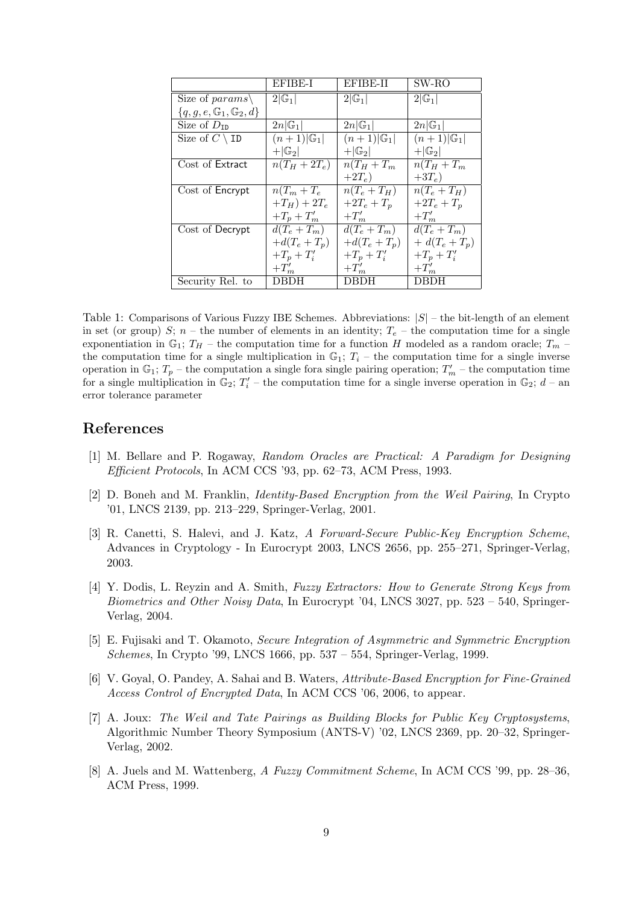| | EFIBE-I | EFIBE-II | SW-RO |
|---|---|---|---|
| Size of $params \setminus \{q, g, e, \mathbb{G}_1, \mathbb{G}_2, d\}$ | $2\|\mathbb{G}_1\|$ | $2\|\mathbb{G}_1\|$ | $2\|\mathbb{G}_1\|$ |
| Size of $D_{\texttt{ID}}$ | $2n\|\mathbb{G}_1\|$ | $2n\|\mathbb{G}_1\|$ | $2n\|\mathbb{G}_1\|$ |
| Size of $C \setminus \texttt{ID}$ | $(n+1)\|\mathbb{G}_1\| + \|\mathbb{G}_2\|$ | $(n+1)\|\mathbb{G}_1\| + \|\mathbb{G}_2\|$ | $(n+1)\|\mathbb{G}_1\| + \|\mathbb{G}_2\|$ |
| Cost of Extract | $n(T_H + 2T_e)$ | $n(T_H + T_m + 2T_e)$ | $n(T_H + T_m + 3T_e)$ |
| Cost of Encrypt | $n(T_m + T_e + T_H) + 2T_e + T_p + T'_m$ | $n(T_e + T_H) + 2T_e + T_p + T'_m$ | $n(T_e + T_H) + 2T_e + T_p + T'_m$ |
| Cost of Decrypt | $d(T_e + T_m) + d(T_e + T_p) + T_p + T'_i + T'_m$ | $d(T_e + T_m) + d(T_e + T_p) + T_p + T'_i + T'_m$ | $d(T_e + T_m) + d(T_e + T_p) + T_p + T'_i + T'_m$ |
| Security Rel. to | DBDH | DBDH | DBDH |

Table 1: Comparisons of Various Fuzzy IBE Schemes. Abbreviations: $|S|$ – the bit-length of an element in set (or group) $S$; $n$ – the number of elements in an identity; $T_e$ – the computation time for a single exponentiation in $\mathbb{G}_1$; $T_H$ – the computation time for a function $H$ modeled as a random oracle; $T_m$ – the computation time for a single multiplication in $\mathbb{G}_1$; $T_i$ – the computation time for a single inverse operation in $\mathbb{G}_1$; $T_p$ – the computation a single fora single pairing operation; $T'_m$ – the computation time for a single multiplication in $\mathbb{G}_2$; $T'_i$ – the computation time for a single inverse operation in $\mathbb{G}_2$; $d$ – an error tolerance parameter

## References

[1] M. Bellare and P. Rogaway, *Random Oracles are Practical: A Paradigm for Designing Efficient Protocols*, In ACM CCS '93, pp. 62–73, ACM Press, 1993.

[2] D. Boneh and M. Franklin, *Identity-Based Encryption from the Weil Pairing*, In Crypto '01, LNCS 2139, pp. 213–229, Springer-Verlag, 2001.

[3] R. Canetti, S. Halevi, and J. Katz, *A Forward-Secure Public-Key Encryption Scheme*, Advances in Cryptology - In Eurocrypt 2003, LNCS 2656, pp. 255–271, Springer-Verlag, 2003.

[4] Y. Dodis, L. Reyzin and A. Smith, *Fuzzy Extractors: How to Generate Strong Keys from Biometrics and Other Noisy Data*, In Eurocrypt '04, LNCS 3027, pp. 523 – 540, Springer-Verlag, 2004.

[5] E. Fujisaki and T. Okamoto, *Secure Integration of Asymmetric and Symmetric Encryption Schemes*, In Crypto '99, LNCS 1666, pp. 537 – 554, Springer-Verlag, 1999.

[6] V. Goyal, O. Pandey, A. Sahai and B. Waters, *Attribute-Based Encryption for Fine-Grained Access Control of Encrypted Data*, In ACM CCS '06, 2006, to appear.

[7] A. Joux: *The Weil and Tate Pairings as Building Blocks for Public Key Cryptosystems*, Algorithmic Number Theory Symposium (ANTS-V) '02, LNCS 2369, pp. 20–32, Springer-Verlag, 2002.

[8] A. Juels and M. Wattenberg, *A Fuzzy Commitment Scheme*, In ACM CCS '99, pp. 28–36, ACM Press, 1999.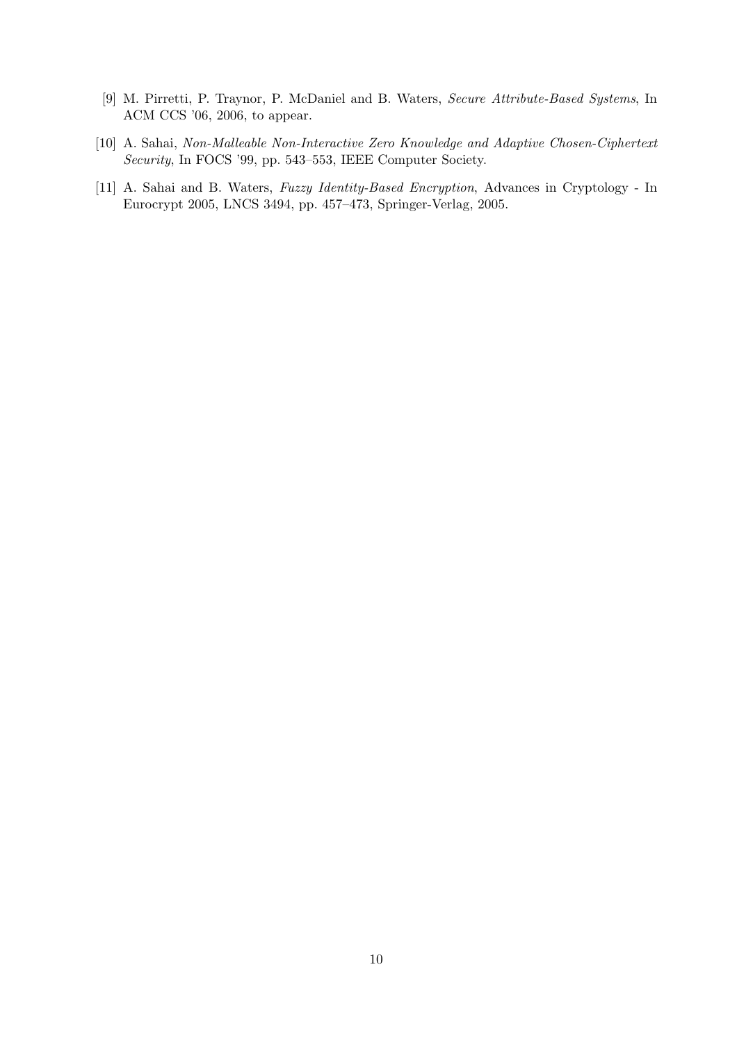[9] M. Pirretti, P. Traynor, P. McDaniel and B. Waters, *Secure Attribute-Based Systems*, In ACM CCS '06, 2006, to appear.

[10] A. Sahai, *Non-Malleable Non-Interactive Zero Knowledge and Adaptive Chosen-Ciphertext Security*, In FOCS '99, pp. 543–553, IEEE Computer Society.

[11] A. Sahai and B. Waters, *Fuzzy Identity-Based Encryption*, Advances in Cryptology - In Eurocrypt 2005, LNCS 3494, pp. 457–473, Springer-Verlag, 2005.